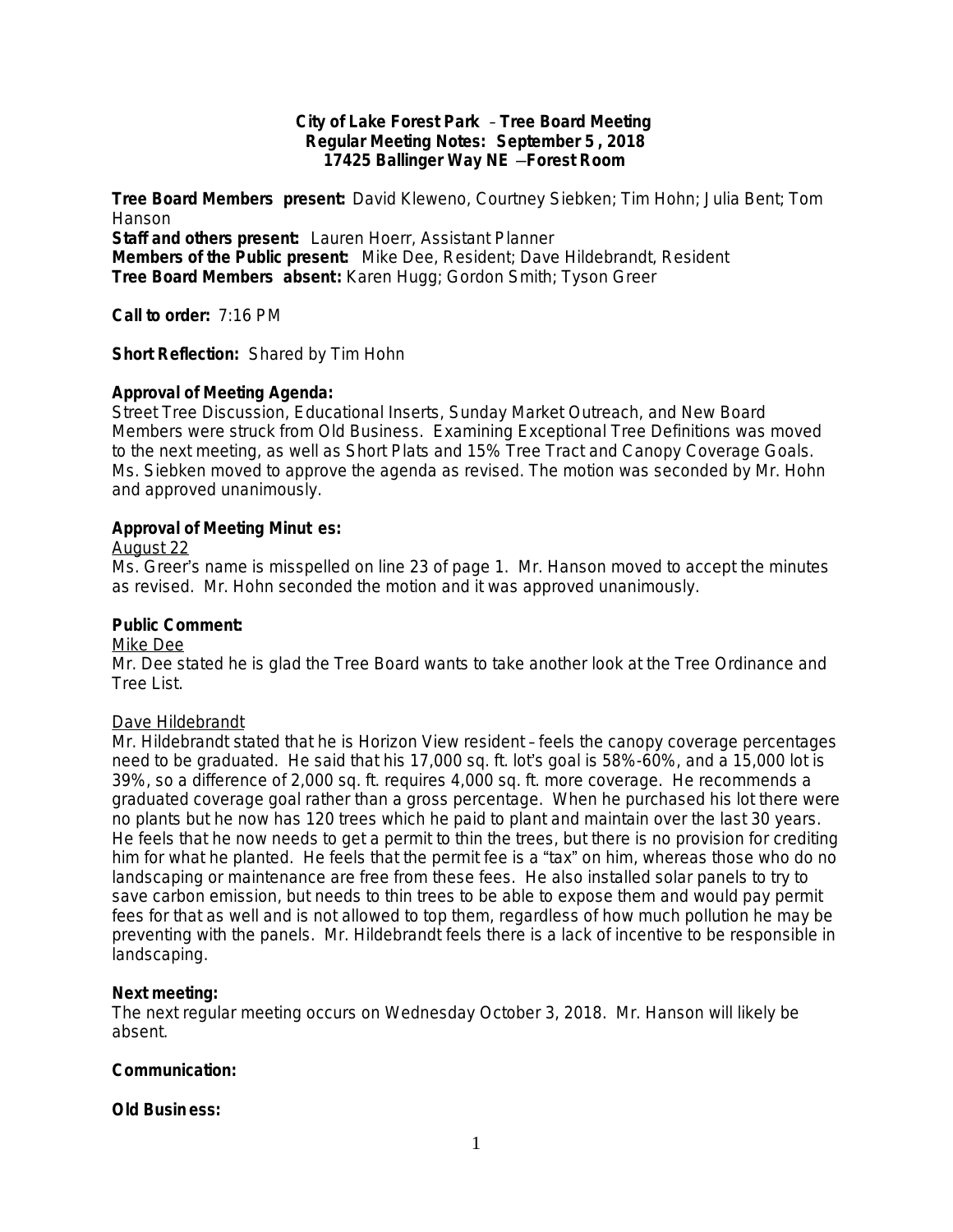**City of Lake Forest Park – Tree Board Meeting**
**Regular Meeting Notes: September 5 , 2018**
**17425 Ballinger Way NE –Forest Room**

**Tree Board Members present:** David Kleweno, Courtney Siebken; Tim Hohn; Julia Bent; Tom Hanson
**Staff and others present:** Lauren Hoerr, Assistant Planner
**Members of the Public present:** Mike Dee, Resident; Dave Hildebrandt, Resident
**Tree Board Members absent:** Karen Hugg; Gordon Smith; Tyson Greer

**Call to order:** 7:16 PM

**Short Reflection:** Shared by Tim Hohn

**Approval of Meeting Agenda:**
Street Tree Discussion, Educational Inserts, Sunday Market Outreach, and New Board Members were struck from Old Business. Examining Exceptional Tree Definitions was moved to the next meeting, as well as Short Plats and 15% Tree Tract and Canopy Coverage Goals. Ms. Siebken moved to approve the agenda as revised. The motion was seconded by Mr. Hohn and approved unanimously.

**Approval of Meeting Minut es:**
August 22
Ms. Greer's name is misspelled on line 23 of page 1. Mr. Hanson moved to accept the minutes as revised. Mr. Hohn seconded the motion and it was approved unanimously.

**Public Comment:**
Mike Dee
Mr. Dee stated he is glad the Tree Board wants to take another look at the Tree Ordinance and Tree List.

Dave Hildebrandt
Mr. Hildebrandt stated that he is Horizon View resident – feels the canopy coverage percentages need to be graduated. He said that his 17,000 sq. ft. lot's goal is 58%-60%, and a 15,000 lot is 39%, so a difference of 2,000 sq. ft. requires 4,000 sq. ft. more coverage. He recommends a graduated coverage goal rather than a gross percentage. When he purchased his lot there were no plants but he now has 120 trees which he paid to plant and maintain over the last 30 years. He feels that he now needs to get a permit to thin the trees, but there is no provision for crediting him for what he planted. He feels that the permit fee is a "tax" on him, whereas those who do no landscaping or maintenance are free from these fees. He also installed solar panels to try to save carbon emission, but needs to thin trees to be able to expose them and would pay permit fees for that as well and is not allowed to top them, regardless of how much pollution he may be preventing with the panels. Mr. Hildebrandt feels there is a lack of incentive to be responsible in landscaping.

**Next meeting:**
The next regular meeting occurs on Wednesday October 3, 2018. Mr. Hanson will likely be absent.

**Communication:**

**Old Busin ess:**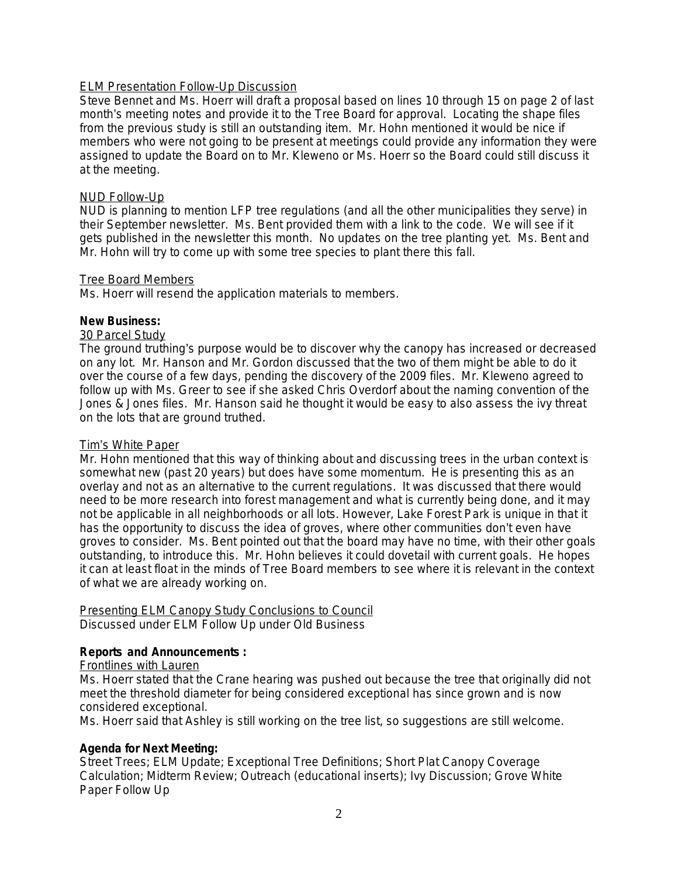<u>ELM Presentation Follow-Up Discussion</u>
Steve Bennet and Ms. Hoerr will draft a proposal based on lines 10 through 15 on page 2 of last month's meeting notes and provide it to the Tree Board for approval. Locating the shape files from the previous study is still an outstanding item. Mr. Hohn mentioned it would be nice if members who were not going to be present at meetings could provide any information they were assigned to update the Board on to Mr. Kleweno or Ms. Hoerr so the Board could still discuss it at the meeting.

<u>NUD Follow-Up</u>
NUD is planning to mention LFP tree regulations (and all the other municipalities they serve) in their September newsletter. Ms. Bent provided them with a link to the code. We will see if it gets published in the newsletter this month. No updates on the tree planting yet. Ms. Bent and Mr. Hohn will try to come up with some tree species to plant there this fall.

<u>Tree Board Members</u>
Ms. Hoerr will resend the application materials to members.

**New Business:**

<u>30 Parcel Study</u>
The ground truthing's purpose would be to discover why the canopy has increased or decreased on any lot. Mr. Hanson and Mr. Gordon discussed that the two of them might be able to do it over the course of a few days, pending the discovery of the 2009 files. Mr. Kleweno agreed to follow up with Ms. Greer to see if she asked Chris Overdorf about the naming convention of the Jones & Jones files. Mr. Hanson said he thought it would be easy to also assess the ivy threat on the lots that are ground truthed.

<u>Tim's White Paper</u>
Mr. Hohn mentioned that this way of thinking about and discussing trees in the urban context is somewhat new (past 20 years) but does have some momentum. He is presenting this as an overlay and not as an alternative to the current regulations. It was discussed that there would need to be more research into forest management and what is currently being done, and it may not be applicable in all neighborhoods or all lots. However, Lake Forest Park is unique in that it has the opportunity to discuss the idea of groves, where other communities don't even have groves to consider. Ms. Bent pointed out that the board may have no time, with their other goals outstanding, to introduce this. Mr. Hohn believes it could dovetail with current goals. He hopes it can at least float in the minds of Tree Board members to see where it is relevant in the context of what we are already working on.

<u>Presenting ELM Canopy Study Conclusions to Council</u>
Discussed under ELM Follow Up under Old Business

**Reports and Announcements :**

<u>Frontlines with Lauren</u>
Ms. Hoerr stated that the Crane hearing was pushed out because the tree that originally did not meet the threshold diameter for being considered exceptional has since grown and is now considered exceptional.
Ms. Hoerr said that Ashley is still working on the tree list, so suggestions are still welcome.

**Agenda for Next Meeting:**
Street Trees; ELM Update; Exceptional Tree Definitions; Short Plat Canopy Coverage Calculation; Midterm Review; Outreach (educational inserts); Ivy Discussion; Grove White Paper Follow Up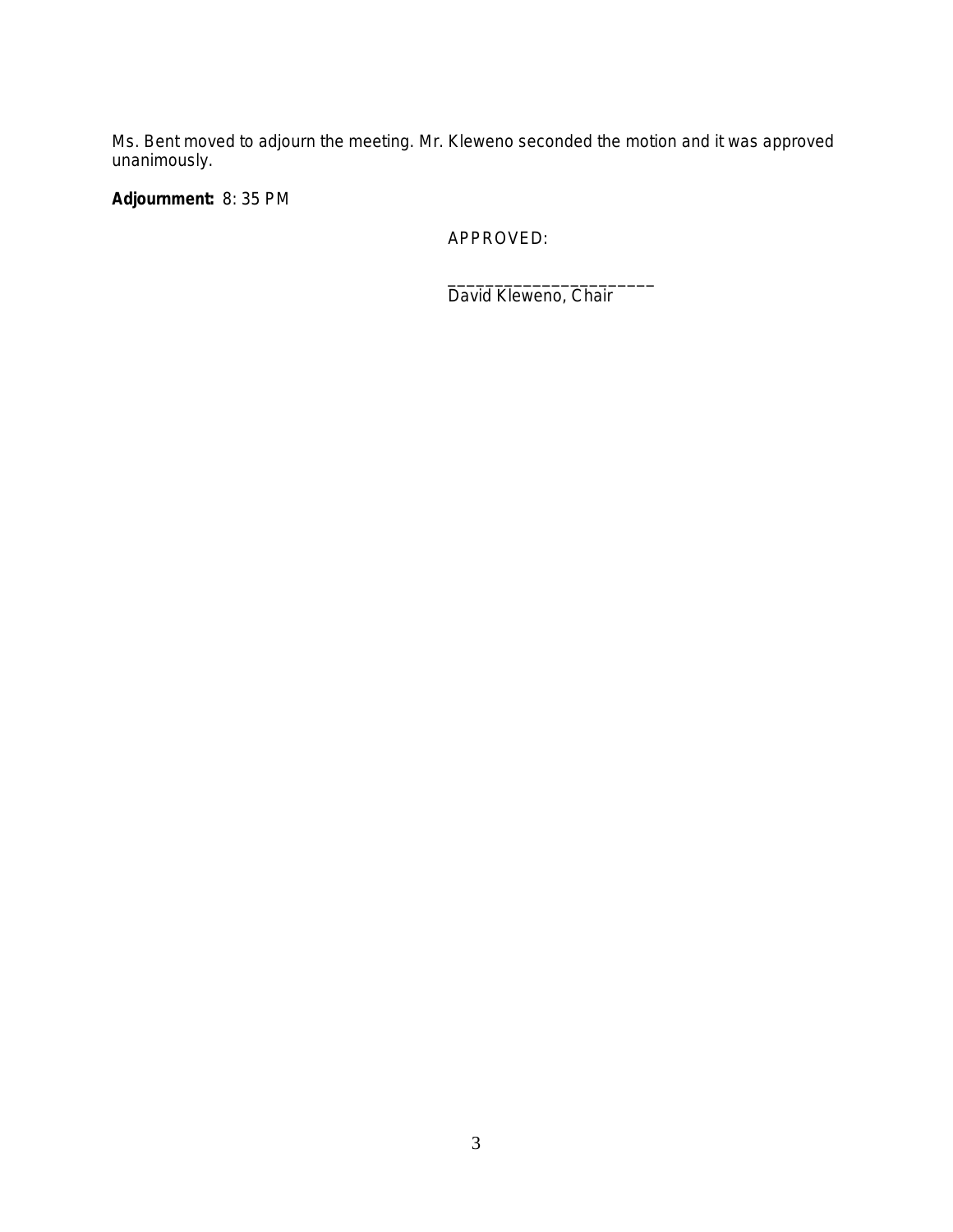Ms. Bent moved to adjourn the meeting. Mr. Kleweno seconded the motion and it was approved unanimously.

**Adjournment:** 8: 35 PM

APPROVED:

______________________
David Kleweno, Chair